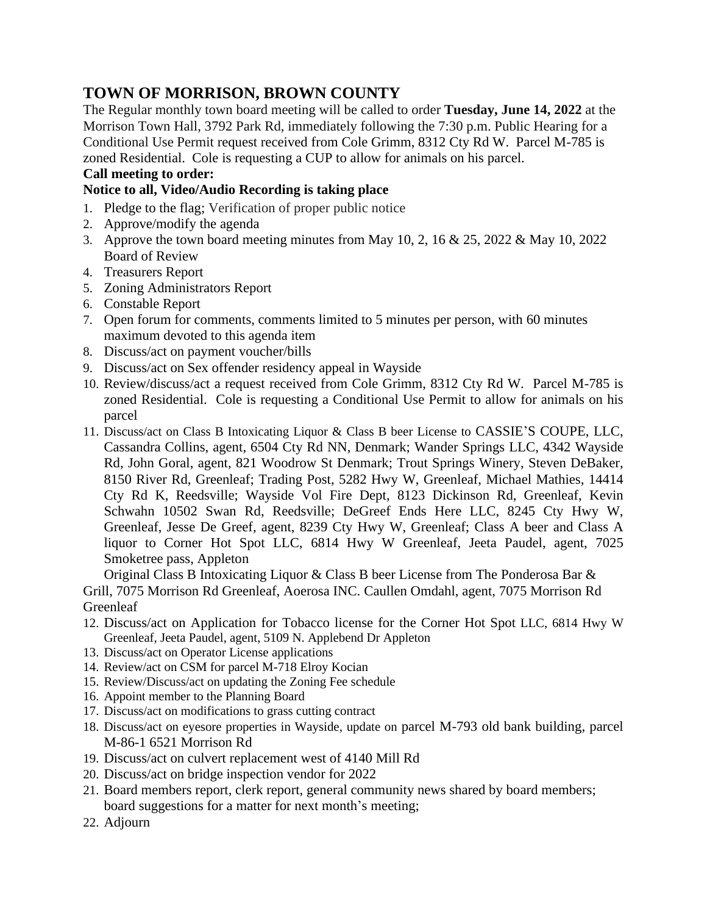# TOWN OF MORRISON, BROWN COUNTY

The Regular monthly town board meeting will be called to order **Tuesday, June 14, 2022** at the Morrison Town Hall, 3792 Park Rd, immediately following the 7:30 p.m. Public Hearing for a Conditional Use Permit request received from Cole Grimm, 8312 Cty Rd W. Parcel M-785 is zoned Residential. Cole is requesting a CUP to allow for animals on his parcel.

**Call meeting to order:**

**Notice to all, Video/Audio Recording is taking place**

1. Pledge to the flag; Verification of proper public notice
2. Approve/modify the agenda
3. Approve the town board meeting minutes from May 10, 2, 16 & 25, 2022 & May 10, 2022 Board of Review
4. Treasurers Report
5. Zoning Administrators Report
6. Constable Report
7. Open forum for comments, comments limited to 5 minutes per person, with 60 minutes maximum devoted to this agenda item
8. Discuss/act on payment voucher/bills
9. Discuss/act on Sex offender residency appeal in Wayside
10. Review/discuss/act a request received from Cole Grimm, 8312 Cty Rd W. Parcel M-785 is zoned Residential. Cole is requesting a Conditional Use Permit to allow for animals on his parcel
11. Discuss/act on Class B Intoxicating Liquor & Class B beer License to CASSIE'S COUPE, LLC, Cassandra Collins, agent, 6504 Cty Rd NN, Denmark; Wander Springs LLC, 4342 Wayside Rd, John Goral, agent, 821 Woodrow St Denmark; Trout Springs Winery, Steven DeBaker, 8150 River Rd, Greenleaf; Trading Post, 5282 Hwy W, Greenleaf, Michael Mathies, 14414 Cty Rd K, Reedsville; Wayside Vol Fire Dept, 8123 Dickinson Rd, Greenleaf, Kevin Schwahn 10502 Swan Rd, Reedsville; DeGreef Ends Here LLC, 8245 Cty Hwy W, Greenleaf, Jesse De Greef, agent, 8239 Cty Hwy W, Greenleaf; Class A beer and Class A liquor to Corner Hot Spot LLC, 6814 Hwy W Greenleaf, Jeeta Paudel, agent, 7025 Smoketree pass, Appleton

    Original Class B Intoxicating Liquor & Class B beer License from The Ponderosa Bar & Grill, 7075 Morrison Rd Greenleaf, Aoerosa INC. Caullen Omdahl, agent, 7075 Morrison Rd Greenleaf
12. Discuss/act on Application for Tobacco license for the Corner Hot Spot LLC, 6814 Hwy W Greenleaf, Jeeta Paudel, agent, 5109 N. Applebend Dr Appleton
13. Discuss/act on Operator License applications
14. Review/act on CSM for parcel M-718 Elroy Kocian
15. Review/Discuss/act on updating the Zoning Fee schedule
16. Appoint member to the Planning Board
17. Discuss/act on modifications to grass cutting contract
18. Discuss/act on eyesore properties in Wayside, update on parcel M-793 old bank building, parcel M-86-1 6521 Morrison Rd
19. Discuss/act on culvert replacement west of 4140 Mill Rd
20. Discuss/act on bridge inspection vendor for 2022
21. Board members report, clerk report, general community news shared by board members; board suggestions for a matter for next month's meeting;
22. Adjourn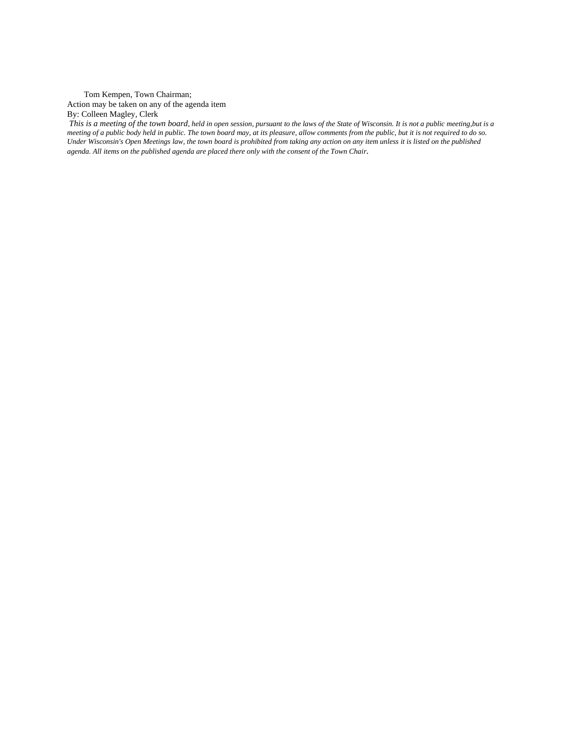Tom Kempen, Town Chairman;

Action may be taken on any of the agenda item

By: Colleen Magley, Clerk

*This is a meeting of the town board, held in open session, pursuant to the laws of the State of Wisconsin. It is not a public meeting,but is a meeting of a public body held in public. The town board may, at its pleasure, allow comments from the public, but it is not required to do so. Under Wisconsin's Open Meetings law, the town board is prohibited from taking any action on any item unless it is listed on the published agenda. All items on the published agenda are placed there only with the consent of the Town Chair.*